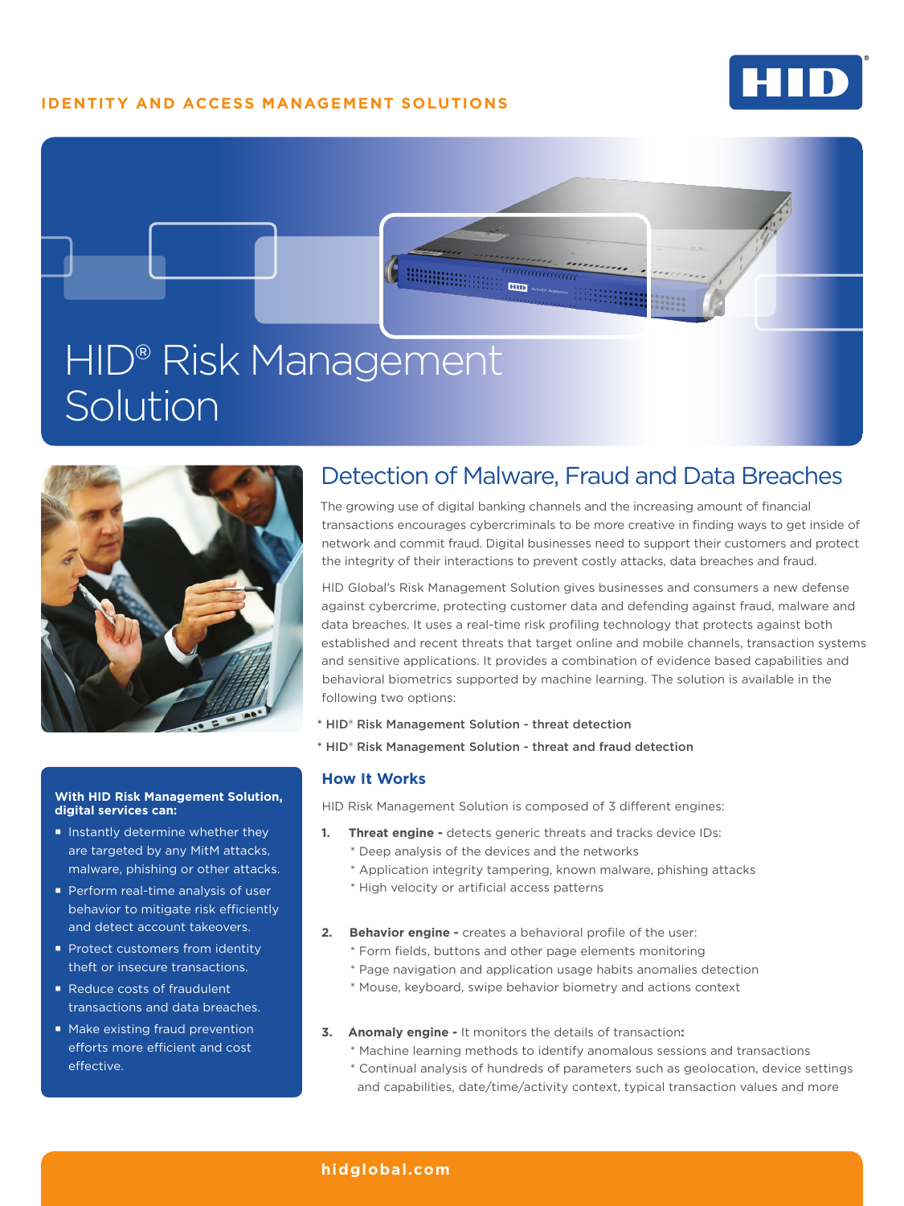IDENTITY AND ACCESS MANAGEMENT SOLUTIONS

# HID® Risk Management Solution

## Detection of Malware, Fraud and Data Breaches

The growing use of digital banking channels and the increasing amount of financial transactions encourages cybercriminals to be more creative in finding ways to get inside of network and commit fraud. Digital businesses need to support their customers and protect the integrity of their interactions to prevent costly attacks, data breaches and fraud.

HID Global's Risk Management Solution gives businesses and consumers a new defense against cybercrime, protecting customer data and defending against fraud, malware and data breaches. It uses a real-time risk profiling technology that protects against both established and recent threats that target online and mobile channels, transaction systems and sensitive applications. It provides a combination of evidence based capabilities and behavioral biometrics supported by machine learning. The solution is available in the following two options:

* HID® Risk Management Solution - threat detection
* HID® Risk Management Solution - threat and fraud detection

**With HID Risk Management Solution, digital services can:**

- Instantly determine whether they are targeted by any MitM attacks, malware, phishing or other attacks.
- Perform real-time analysis of user behavior to mitigate risk efficiently and detect account takeovers.
- Protect customers from identity theft or insecure transactions.
- Reduce costs of fraudulent transactions and data breaches.
- Make existing fraud prevention efforts more efficient and cost effective.

### How It Works

HID Risk Management Solution is composed of 3 different engines:

1. **Threat engine -** detects generic threats and tracks device IDs:
   * Deep analysis of the devices and the networks
   * Application integrity tampering, known malware, phishing attacks
   * High velocity or artificial access patterns

2. **Behavior engine -** creates a behavioral profile of the user:
   * Form fields, buttons and other page elements monitoring
   * Page navigation and application usage habits anomalies detection
   * Mouse, keyboard, swipe behavior biometry and actions context

3. **Anomaly engine -** It monitors the details of transaction**:**
   * Machine learning methods to identify anomalous sessions and transactions
   * Continual analysis of hundreds of parameters such as geolocation, device settings and capabilities, date/time/activity context, typical transaction values and more

hidglobal.com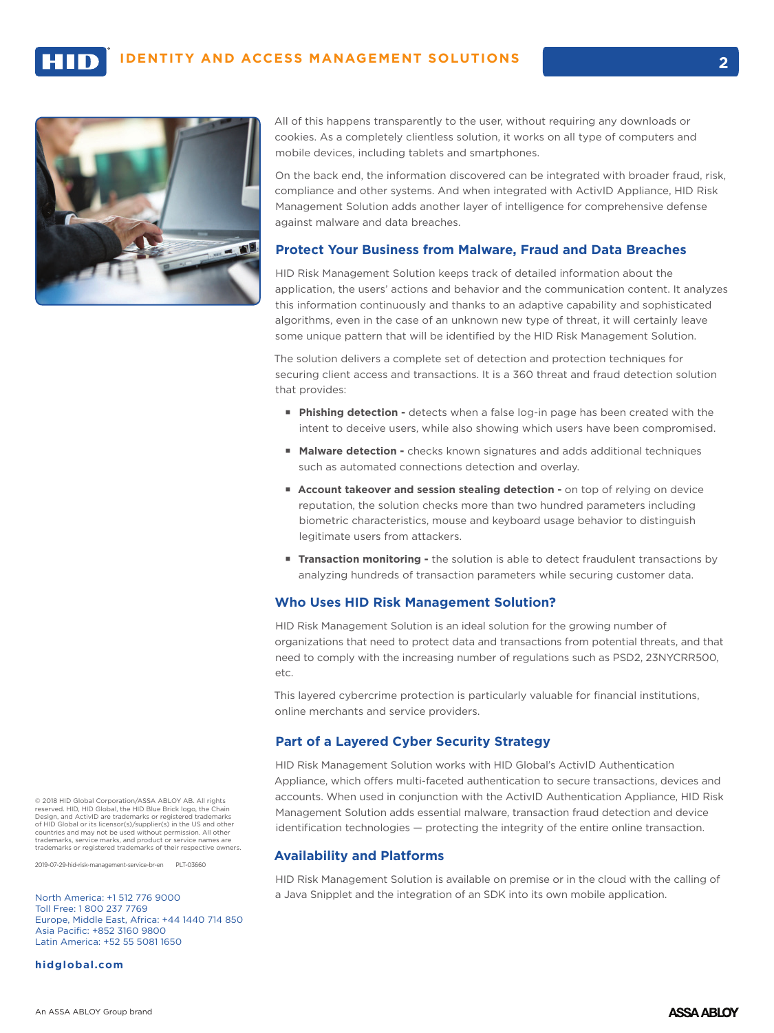All of this happens transparently to the user, without requiring any downloads or cookies. As a completely clientless solution, it works on all type of computers and mobile devices, including tablets and smartphones.

On the back end, the information discovered can be integrated with broader fraud, risk, compliance and other systems. And when integrated with ActivID Appliance, HID Risk Management Solution adds another layer of intelligence for comprehensive defense against malware and data breaches.

## Protect Your Business from Malware, Fraud and Data Breaches

HID Risk Management Solution keeps track of detailed information about the application, the users' actions and behavior and the communication content. It analyzes this information continuously and thanks to an adaptive capability and sophisticated algorithms, even in the case of an unknown new type of threat, it will certainly leave some unique pattern that will be identified by the HID Risk Management Solution.

The solution delivers a complete set of detection and protection techniques for securing client access and transactions. It is a 360 threat and fraud detection solution that provides:

- **Phishing detection -** detects when a false log-in page has been created with the intent to deceive users, while also showing which users have been compromised.
- **Malware detection -** checks known signatures and adds additional techniques such as automated connections detection and overlay.
- **Account takeover and session stealing detection -** on top of relying on device reputation, the solution checks more than two hundred parameters including biometric characteristics, mouse and keyboard usage behavior to distinguish legitimate users from attackers.
- **Transaction monitoring -** the solution is able to detect fraudulent transactions by analyzing hundreds of transaction parameters while securing customer data.

## Who Uses HID Risk Management Solution?

HID Risk Management Solution is an ideal solution for the growing number of organizations that need to protect data and transactions from potential threats, and that need to comply with the increasing number of regulations such as PSD2, 23NYCRR500, etc.

This layered cybercrime protection is particularly valuable for financial institutions, online merchants and service providers.

## Part of a Layered Cyber Security Strategy

HID Risk Management Solution works with HID Global's ActivID Authentication Appliance, which offers multi-faceted authentication to secure transactions, devices and accounts. When used in conjunction with the ActivID Authentication Appliance, HID Risk Management Solution adds essential malware, transaction fraud detection and device identification technologies — protecting the integrity of the entire online transaction.

## Availability and Platforms

HID Risk Management Solution is available on premise or in the cloud with the calling of a Java Snipplet and the integration of an SDK into its own mobile application.

© 2018 HID Global Corporation/ASSA ABLOY AB. All rights reserved. HID, HID Global, the HID Blue Brick logo, the Chain Design, and ActivID are trademarks or registered trademarks of HID Global or its licensor(s)/supplier(s) in the US and other countries and may not be used without permission. All other trademarks, service marks, and product or service names are trademarks or registered trademarks of their respective owners.

2019-07-29-hid-risk-management-service-br-en PLT-03660

North America: +1 512 776 9000
Toll Free: 1 800 237 7769
Europe, Middle East, Africa: +44 1440 714 850
Asia Pacific: +852 3160 9800
Latin America: +52 55 5081 1650

**hidglobal.com**

An ASSA ABLOY Group brand